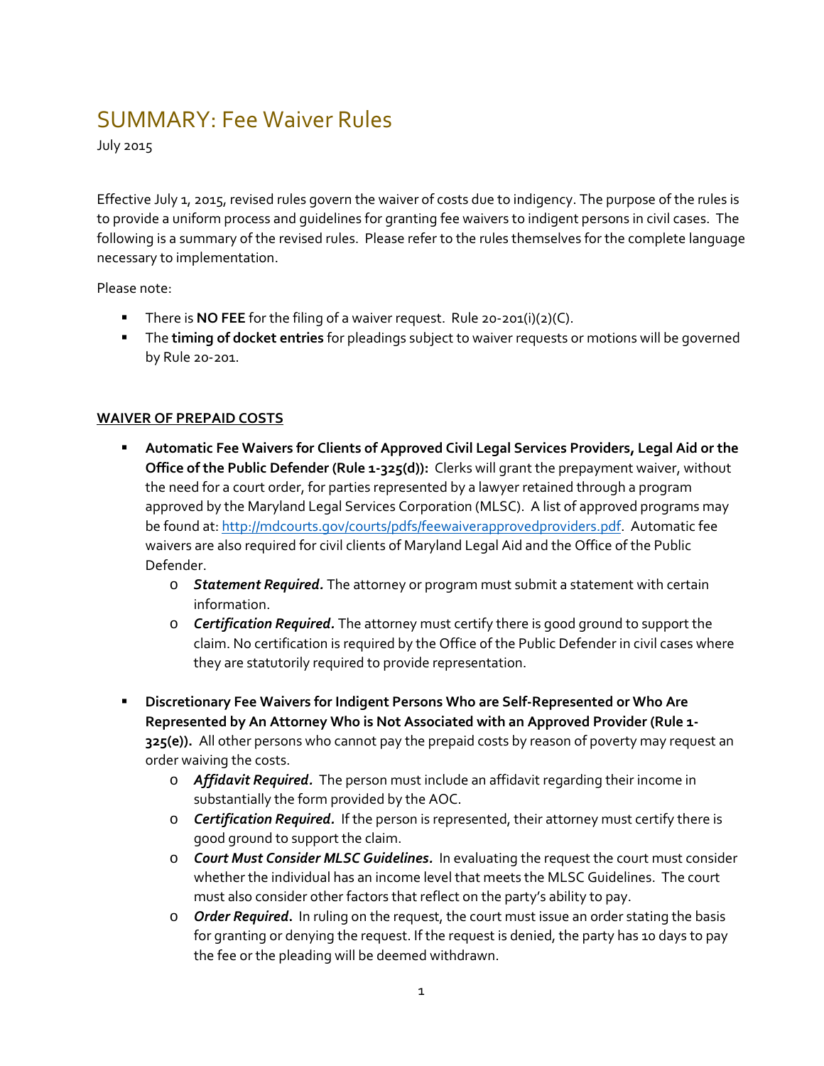# SUMMARY: Fee Waiver Rules

July 2015

Effective July 1, 2015, revised rules govern the waiver of costs due to indigency. The purpose of the rules is to provide a uniform process and guidelines for granting fee waivers to indigent persons in civil cases. The following is a summary of the revised rules. Please refer to the rules themselves for the complete language necessary to implementation.

Please note:

- There is **NO FEE** for the filing of a waiver request. Rule 20-201(i)(2)(C).
- The **timing of docket entries** for pleadings subject to waiver requests or motions will be governed by Rule 20-201.

**WAIVER OF PREPAID COSTS**

- **Automatic Fee Waivers for Clients of Approved Civil Legal Services Providers, Legal Aid or the Office of the Public Defender (Rule 1-325(d)):** Clerks will grant the prepayment waiver, without the need for a court order, for parties represented by a lawyer retained through a program approved by the Maryland Legal Services Corporation (MLSC). A list of approved programs may be found at: [http://mdcourts.gov/courts/pdfs/feewaiverapprovedproviders.pdf](http://mdcourts.gov/courts/pdfs/feewaiverapprovedproviders.pdf). Automatic fee waivers are also required for civil clients of Maryland Legal Aid and the Office of the Public Defender.
  - ***Statement Required.*** The attorney or program must submit a statement with certain information.
  - ***Certification Required.*** The attorney must certify there is good ground to support the claim. No certification is required by the Office of the Public Defender in civil cases where they are statutorily required to provide representation.

- **Discretionary Fee Waivers for Indigent Persons Who are Self-Represented or Who Are Represented by An Attorney Who is Not Associated with an Approved Provider (Rule 1-325(e)).** All other persons who cannot pay the prepaid costs by reason of poverty may request an order waiving the costs.
  - ***Affidavit Required.*** The person must include an affidavit regarding their income in substantially the form provided by the AOC.
  - ***Certification Required.*** If the person is represented, their attorney must certify there is good ground to support the claim.
  - ***Court Must Consider MLSC Guidelines.*** In evaluating the request the court must consider whether the individual has an income level that meets the MLSC Guidelines. The court must also consider other factors that reflect on the party's ability to pay.
  - ***Order Required.*** In ruling on the request, the court must issue an order stating the basis for granting or denying the request. If the request is denied, the party has 10 days to pay the fee or the pleading will be deemed withdrawn.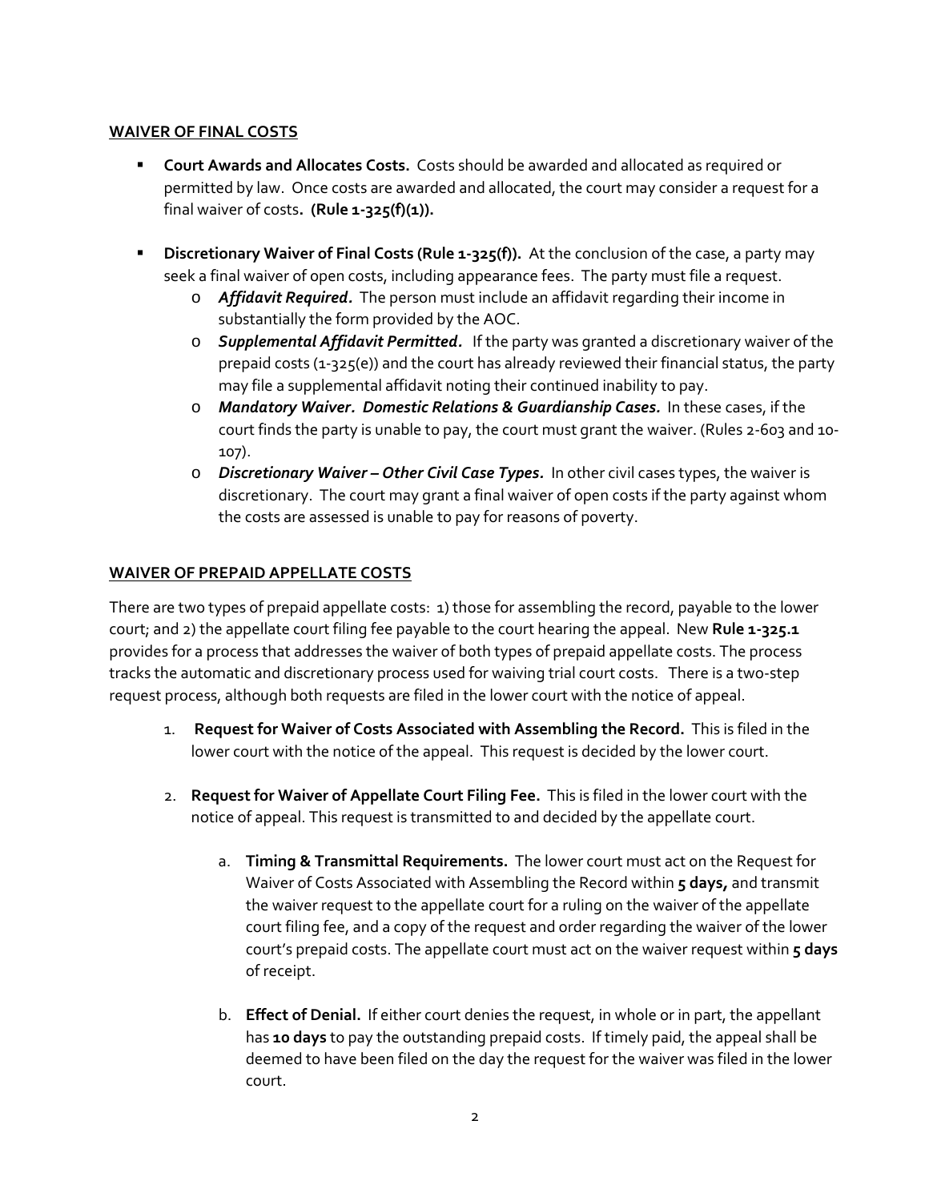## WAIVER OF FINAL COSTS

- **Court Awards and Allocates Costs.** Costs should be awarded and allocated as required or permitted by law. Once costs are awarded and allocated, the court may consider a request for a final waiver of costs**. (Rule 1-325(f)(1)).**
- **Discretionary Waiver of Final Costs (Rule 1-325(f)).** At the conclusion of the case, a party may seek a final waiver of open costs, including appearance fees. The party must file a request.
  - ***Affidavit Required.*** The person must include an affidavit regarding their income in substantially the form provided by the AOC.
  - ***Supplemental Affidavit Permitted.*** If the party was granted a discretionary waiver of the prepaid costs (1-325(e)) and the court has already reviewed their financial status, the party may file a supplemental affidavit noting their continued inability to pay.
  - ***Mandatory Waiver. Domestic Relations & Guardianship Cases.*** In these cases, if the court finds the party is unable to pay, the court must grant the waiver. (Rules 2-603 and 10-107).
  - ***Discretionary Waiver – Other Civil Case Types.*** In other civil cases types, the waiver is discretionary. The court may grant a final waiver of open costs if the party against whom the costs are assessed is unable to pay for reasons of poverty.

## WAIVER OF PREPAID APPELLATE COSTS

There are two types of prepaid appellate costs: 1) those for assembling the record, payable to the lower court; and 2) the appellate court filing fee payable to the court hearing the appeal. New **Rule 1-325.1** provides for a process that addresses the waiver of both types of prepaid appellate costs. The process tracks the automatic and discretionary process used for waiving trial court costs. There is a two-step request process, although both requests are filed in the lower court with the notice of appeal.

1. **Request for Waiver of Costs Associated with Assembling the Record.** This is filed in the lower court with the notice of the appeal. This request is decided by the lower court.
2. **Request for Waiver of Appellate Court Filing Fee.** This is filed in the lower court with the notice of appeal. This request is transmitted to and decided by the appellate court.
   a. **Timing & Transmittal Requirements.** The lower court must act on the Request for Waiver of Costs Associated with Assembling the Record within **5 days,** and transmit the waiver request to the appellate court for a ruling on the waiver of the appellate court filing fee, and a copy of the request and order regarding the waiver of the lower court's prepaid costs. The appellate court must act on the waiver request within **5 days** of receipt.
   b. **Effect of Denial.** If either court denies the request, in whole or in part, the appellant has **10 days** to pay the outstanding prepaid costs. If timely paid, the appeal shall be deemed to have been filed on the day the request for the waiver was filed in the lower court.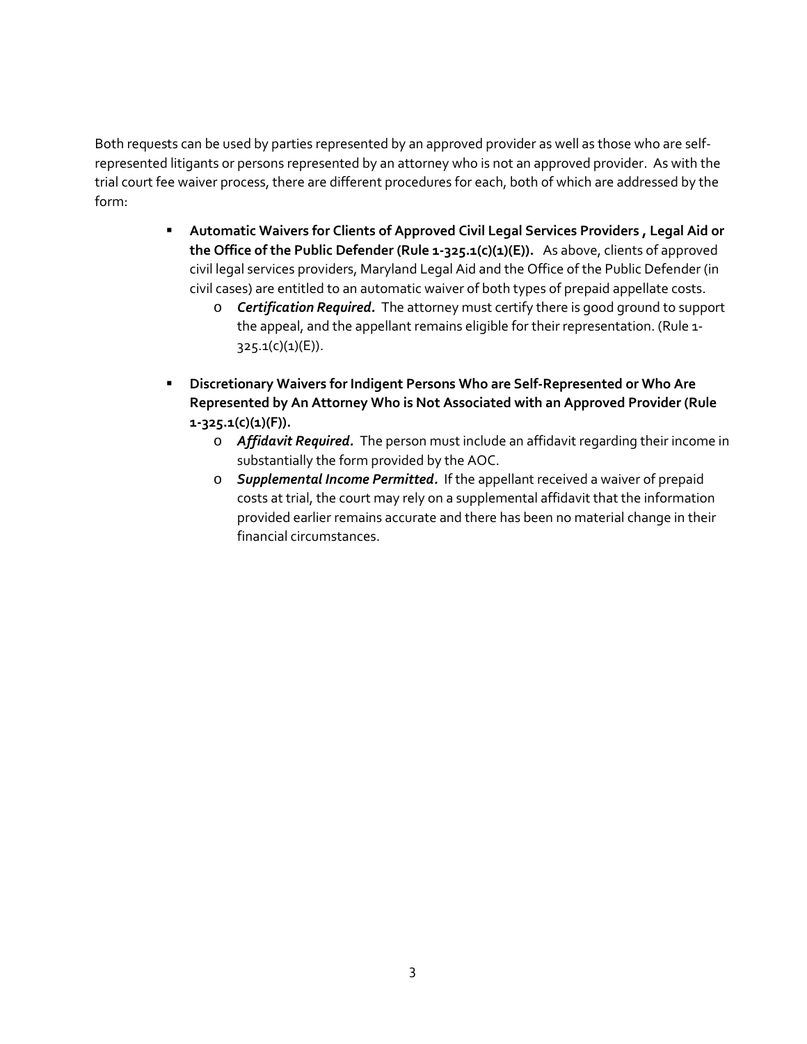Both requests can be used by parties represented by an approved provider as well as those who are self-represented litigants or persons represented by an attorney who is not an approved provider. As with the trial court fee waiver process, there are different procedures for each, both of which are addressed by the form:

- **Automatic Waivers for Clients of Approved Civil Legal Services Providers , Legal Aid or the Office of the Public Defender (Rule 1-325.1(c)(1)(E)).** As above, clients of approved civil legal services providers, Maryland Legal Aid and the Office of the Public Defender (in civil cases) are entitled to an automatic waiver of both types of prepaid appellate costs.
    - ***Certification Required.*** The attorney must certify there is good ground to support the appeal, and the appellant remains eligible for their representation. (Rule 1-325.1(c)(1)(E)).
- **Discretionary Waivers for Indigent Persons Who are Self-Represented or Who Are Represented by An Attorney Who is Not Associated with an Approved Provider (Rule 1-325.1(c)(1)(F)).**
    - ***Affidavit Required.*** The person must include an affidavit regarding their income in substantially the form provided by the AOC.
    - ***Supplemental Income Permitted.*** If the appellant received a waiver of prepaid costs at trial, the court may rely on a supplemental affidavit that the information provided earlier remains accurate and there has been no material change in their financial circumstances.